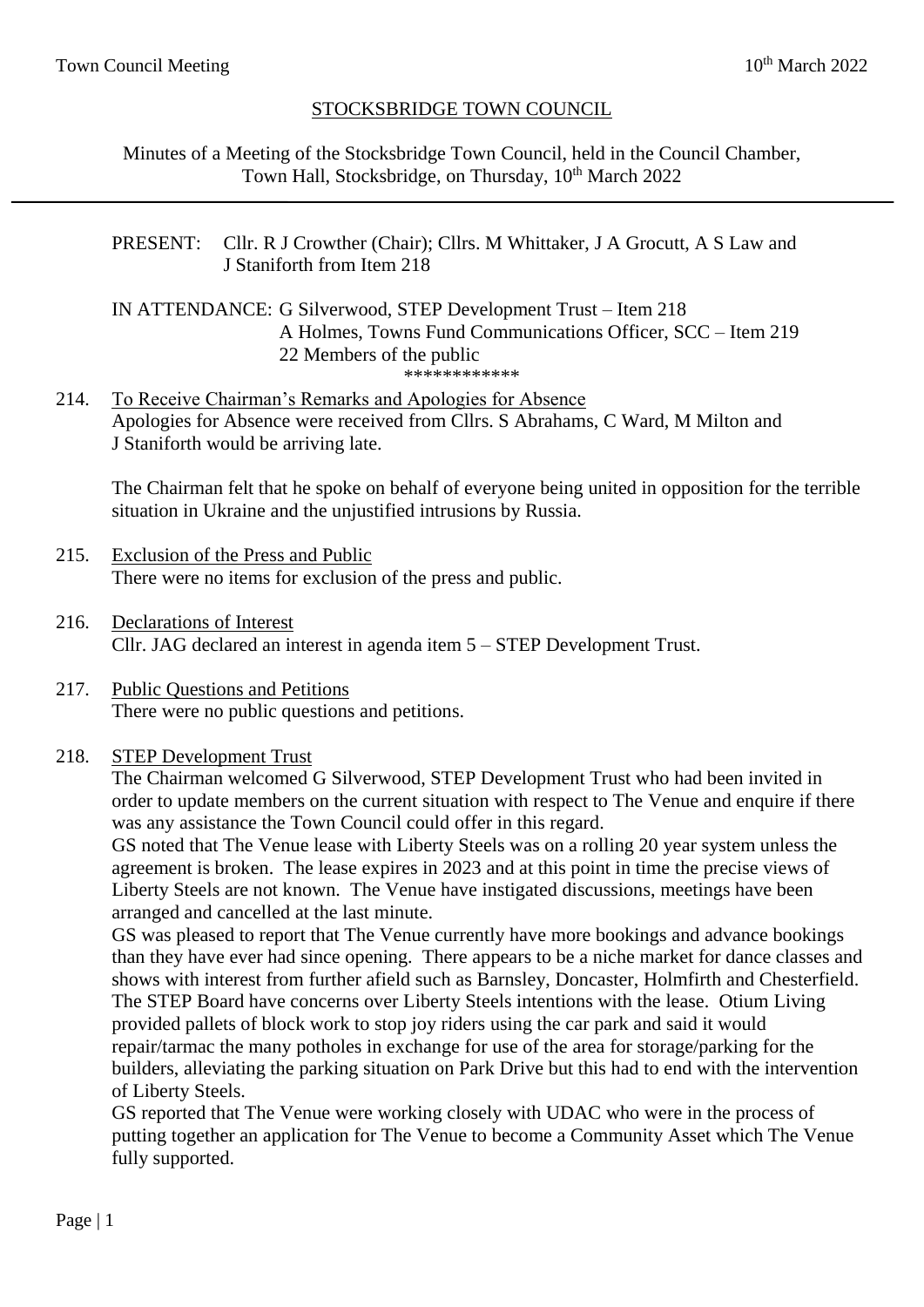# STOCKSBRIDGE TOWN COUNCIL

Minutes of a Meeting of the Stocksbridge Town Council, held in the Council Chamber, Town Hall, Stocksbridge, on Thursday, 10th March 2022

PRESENT: Cllr. R J Crowther (Chair); Cllrs. M Whittaker, J A Grocutt, A S Law and J Staniforth from Item 218

IN ATTENDANCE: G Silverwood, STEP Development Trust – Item 218
A Holmes, Towns Fund Communications Officer, SCC – Item 219
22 Members of the public

************

214. To Receive Chairman's Remarks and Apologies for Absence
Apologies for Absence were received from Cllrs. S Abrahams, C Ward, M Milton and J Staniforth would be arriving late.

The Chairman felt that he spoke on behalf of everyone being united in opposition for the terrible situation in Ukraine and the unjustified intrusions by Russia.

215. Exclusion of the Press and Public
There were no items for exclusion of the press and public.

216. Declarations of Interest
Cllr. JAG declared an interest in agenda item 5 – STEP Development Trust.

217. Public Questions and Petitions
There were no public questions and petitions.

218. STEP Development Trust
The Chairman welcomed G Silverwood, STEP Development Trust who had been invited in order to update members on the current situation with respect to The Venue and enquire if there was any assistance the Town Council could offer in this regard.
GS noted that The Venue lease with Liberty Steels was on a rolling 20 year system unless the agreement is broken. The lease expires in 2023 and at this point in time the precise views of Liberty Steels are not known. The Venue have instigated discussions, meetings have been arranged and cancelled at the last minute.
GS was pleased to report that The Venue currently have more bookings and advance bookings than they have ever had since opening. There appears to be a niche market for dance classes and shows with interest from further afield such as Barnsley, Doncaster, Holmfirth and Chesterfield. The STEP Board have concerns over Liberty Steels intentions with the lease. Otium Living provided pallets of block work to stop joy riders using the car park and said it would repair/tarmac the many potholes in exchange for use of the area for storage/parking for the builders, alleviating the parking situation on Park Drive but this had to end with the intervention of Liberty Steels.
GS reported that The Venue were working closely with UDAC who were in the process of putting together an application for The Venue to become a Community Asset which The Venue fully supported.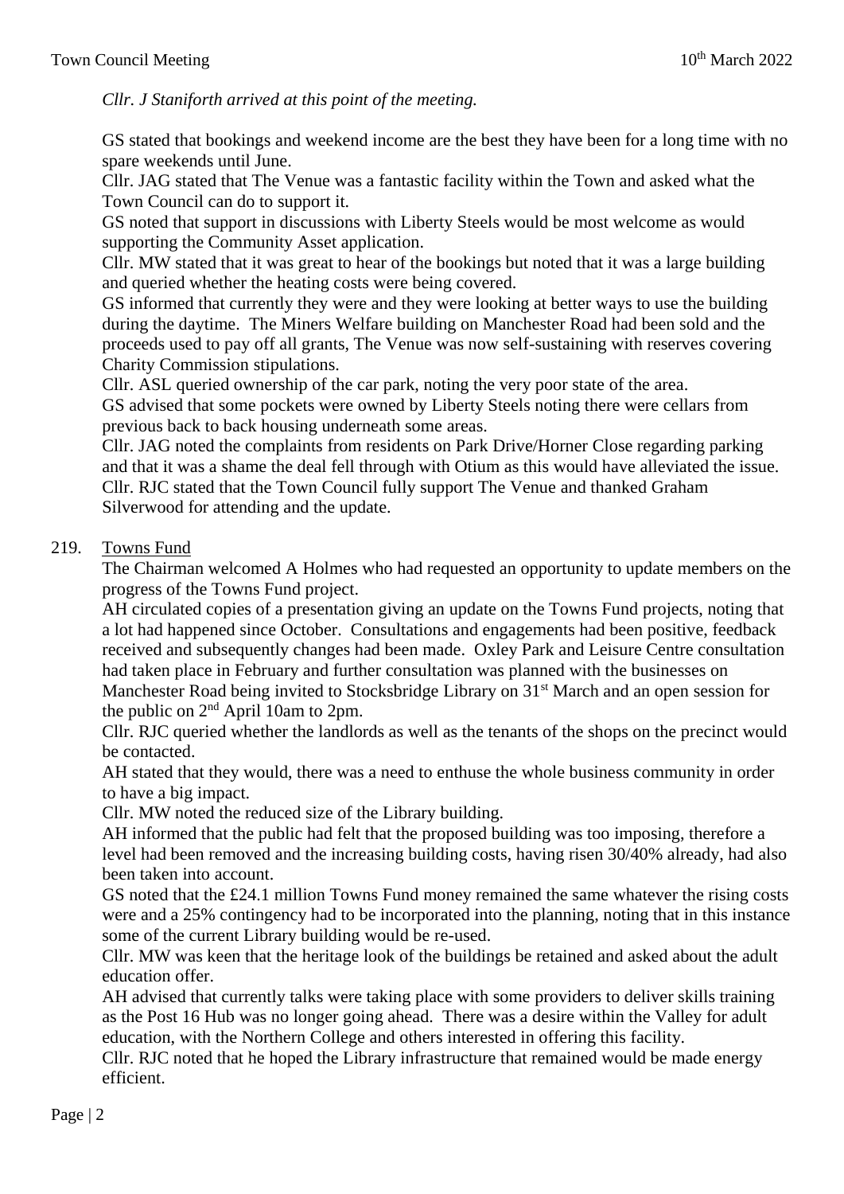*Cllr. J Staniforth arrived at this point of the meeting.*

GS stated that bookings and weekend income are the best they have been for a long time with no spare weekends until June.

Cllr. JAG stated that The Venue was a fantastic facility within the Town and asked what the Town Council can do to support it.

GS noted that support in discussions with Liberty Steels would be most welcome as would supporting the Community Asset application.

Cllr. MW stated that it was great to hear of the bookings but noted that it was a large building and queried whether the heating costs were being covered.

GS informed that currently they were and they were looking at better ways to use the building during the daytime. The Miners Welfare building on Manchester Road had been sold and the proceeds used to pay off all grants, The Venue was now self-sustaining with reserves covering Charity Commission stipulations.

Cllr. ASL queried ownership of the car park, noting the very poor state of the area.

GS advised that some pockets were owned by Liberty Steels noting there were cellars from previous back to back housing underneath some areas.

Cllr. JAG noted the complaints from residents on Park Drive/Horner Close regarding parking and that it was a shame the deal fell through with Otium as this would have alleviated the issue.

Cllr. RJC stated that the Town Council fully support The Venue and thanked Graham Silverwood for attending and the update.

219. Towns Fund

The Chairman welcomed A Holmes who had requested an opportunity to update members on the progress of the Towns Fund project.

AH circulated copies of a presentation giving an update on the Towns Fund projects, noting that a lot had happened since October. Consultations and engagements had been positive, feedback received and subsequently changes had been made. Oxley Park and Leisure Centre consultation had taken place in February and further consultation was planned with the businesses on Manchester Road being invited to Stocksbridge Library on 31st March and an open session for the public on 2nd April 10am to 2pm.

Cllr. RJC queried whether the landlords as well as the tenants of the shops on the precinct would be contacted.

AH stated that they would, there was a need to enthuse the whole business community in order to have a big impact.

Cllr. MW noted the reduced size of the Library building.

AH informed that the public had felt that the proposed building was too imposing, therefore a level had been removed and the increasing building costs, having risen 30/40% already, had also been taken into account.

GS noted that the £24.1 million Towns Fund money remained the same whatever the rising costs were and a 25% contingency had to be incorporated into the planning, noting that in this instance some of the current Library building would be re-used.

Cllr. MW was keen that the heritage look of the buildings be retained and asked about the adult education offer.

AH advised that currently talks were taking place with some providers to deliver skills training as the Post 16 Hub was no longer going ahead. There was a desire within the Valley for adult education, with the Northern College and others interested in offering this facility.

Cllr. RJC noted that he hoped the Library infrastructure that remained would be made energy efficient.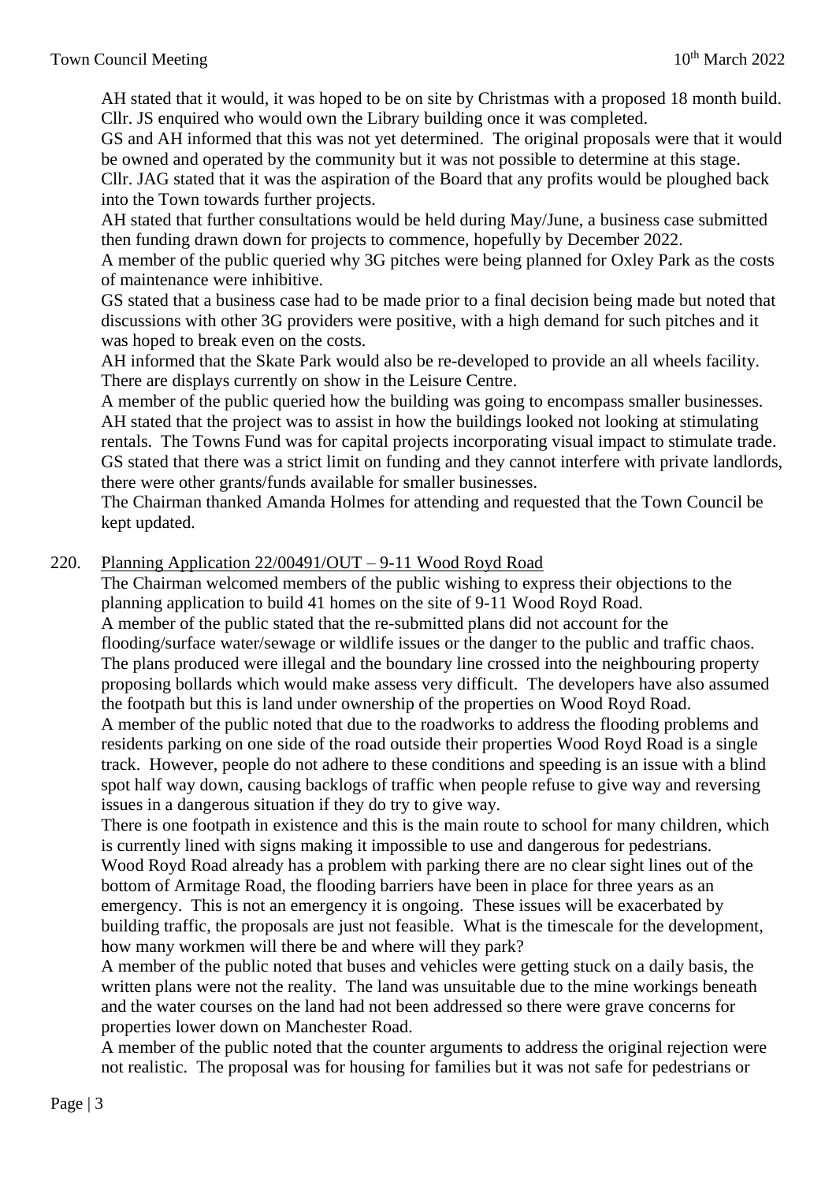AH stated that it would, it was hoped to be on site by Christmas with a proposed 18 month build. Cllr. JS enquired who would own the Library building once it was completed.
GS and AH informed that this was not yet determined. The original proposals were that it would be owned and operated by the community but it was not possible to determine at this stage.
Cllr. JAG stated that it was the aspiration of the Board that any profits would be ploughed back into the Town towards further projects.
AH stated that further consultations would be held during May/June, a business case submitted then funding drawn down for projects to commence, hopefully by December 2022.
A member of the public queried why 3G pitches were being planned for Oxley Park as the costs of maintenance were inhibitive.
GS stated that a business case had to be made prior to a final decision being made but noted that discussions with other 3G providers were positive, with a high demand for such pitches and it was hoped to break even on the costs.
AH informed that the Skate Park would also be re-developed to provide an all wheels facility. There are displays currently on show in the Leisure Centre.
A member of the public queried how the building was going to encompass smaller businesses.
AH stated that the project was to assist in how the buildings looked not looking at stimulating rentals. The Towns Fund was for capital projects incorporating visual impact to stimulate trade.
GS stated that there was a strict limit on funding and they cannot interfere with private landlords, there were other grants/funds available for smaller businesses.
The Chairman thanked Amanda Holmes for attending and requested that the Town Council be kept updated.

220. <u>Planning Application 22/00491/OUT – 9-11 Wood Royd Road</u>

The Chairman welcomed members of the public wishing to express their objections to the planning application to build 41 homes on the site of 9-11 Wood Royd Road.
A member of the public stated that the re-submitted plans did not account for the flooding/surface water/sewage or wildlife issues or the danger to the public and traffic chaos. The plans produced were illegal and the boundary line crossed into the neighbouring property proposing bollards which would make assess very difficult. The developers have also assumed the footpath but this is land under ownership of the properties on Wood Royd Road.
A member of the public noted that due to the roadworks to address the flooding problems and residents parking on one side of the road outside their properties Wood Royd Road is a single track. However, people do not adhere to these conditions and speeding is an issue with a blind spot half way down, causing backlogs of traffic when people refuse to give way and reversing issues in a dangerous situation if they do try to give way.
There is one footpath in existence and this is the main route to school for many children, which is currently lined with signs making it impossible to use and dangerous for pedestrians.
Wood Royd Road already has a problem with parking there are no clear sight lines out of the bottom of Armitage Road, the flooding barriers have been in place for three years as an emergency. This is not an emergency it is ongoing. These issues will be exacerbated by building traffic, the proposals are just not feasible. What is the timescale for the development, how many workmen will there be and where will they park?
A member of the public noted that buses and vehicles were getting stuck on a daily basis, the written plans were not the reality. The land was unsuitable due to the mine workings beneath and the water courses on the land had not been addressed so there were grave concerns for properties lower down on Manchester Road.
A member of the public noted that the counter arguments to address the original rejection were not realistic. The proposal was for housing for families but it was not safe for pedestrians or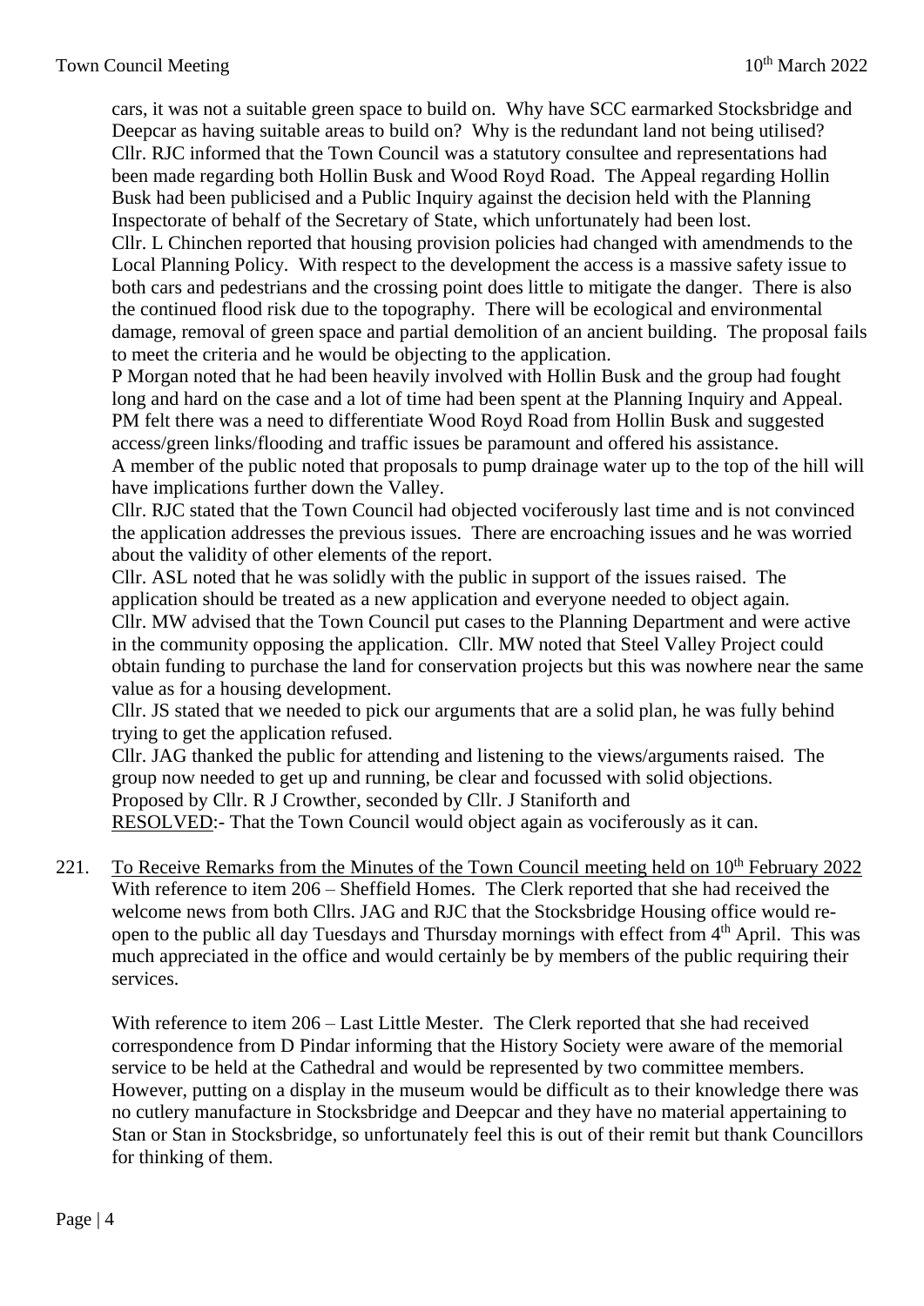cars, it was not a suitable green space to build on. Why have SCC earmarked Stocksbridge and Deepcar as having suitable areas to build on? Why is the redundant land not being utilised? Cllr. RJC informed that the Town Council was a statutory consultee and representations had been made regarding both Hollin Busk and Wood Royd Road. The Appeal regarding Hollin Busk had been publicised and a Public Inquiry against the decision held with the Planning Inspectorate of behalf of the Secretary of State, which unfortunately had been lost.

Cllr. L Chinchen reported that housing provision policies had changed with amendmends to the Local Planning Policy. With respect to the development the access is a massive safety issue to both cars and pedestrians and the crossing point does little to mitigate the danger. There is also the continued flood risk due to the topography. There will be ecological and environmental damage, removal of green space and partial demolition of an ancient building. The proposal fails to meet the criteria and he would be objecting to the application.

P Morgan noted that he had been heavily involved with Hollin Busk and the group had fought long and hard on the case and a lot of time had been spent at the Planning Inquiry and Appeal. PM felt there was a need to differentiate Wood Royd Road from Hollin Busk and suggested access/green links/flooding and traffic issues be paramount and offered his assistance.

A member of the public noted that proposals to pump drainage water up to the top of the hill will have implications further down the Valley.

Cllr. RJC stated that the Town Council had objected vociferously last time and is not convinced the application addresses the previous issues. There are encroaching issues and he was worried about the validity of other elements of the report.

Cllr. ASL noted that he was solidly with the public in support of the issues raised. The application should be treated as a new application and everyone needed to object again.

Cllr. MW advised that the Town Council put cases to the Planning Department and were active in the community opposing the application. Cllr. MW noted that Steel Valley Project could obtain funding to purchase the land for conservation projects but this was nowhere near the same value as for a housing development.

Cllr. JS stated that we needed to pick our arguments that are a solid plan, he was fully behind trying to get the application refused.

Cllr. JAG thanked the public for attending and listening to the views/arguments raised. The group now needed to get up and running, be clear and focussed with solid objections.

Proposed by Cllr. R J Crowther, seconded by Cllr. J Staniforth and

RESOLVED:- That the Town Council would object again as vociferously as it can.

221. To Receive Remarks from the Minutes of the Town Council meeting held on 10th February 2022

With reference to item 206 – Sheffield Homes. The Clerk reported that she had received the welcome news from both Cllrs. JAG and RJC that the Stocksbridge Housing office would re-open to the public all day Tuesdays and Thursday mornings with effect from 4th April. This was much appreciated in the office and would certainly be by members of the public requiring their services.

With reference to item 206 – Last Little Mester. The Clerk reported that she had received correspondence from D Pindar informing that the History Society were aware of the memorial service to be held at the Cathedral and would be represented by two committee members. However, putting on a display in the museum would be difficult as to their knowledge there was no cutlery manufacture in Stocksbridge and Deepcar and they have no material appertaining to Stan or Stan in Stocksbridge, so unfortunately feel this is out of their remit but thank Councillors for thinking of them.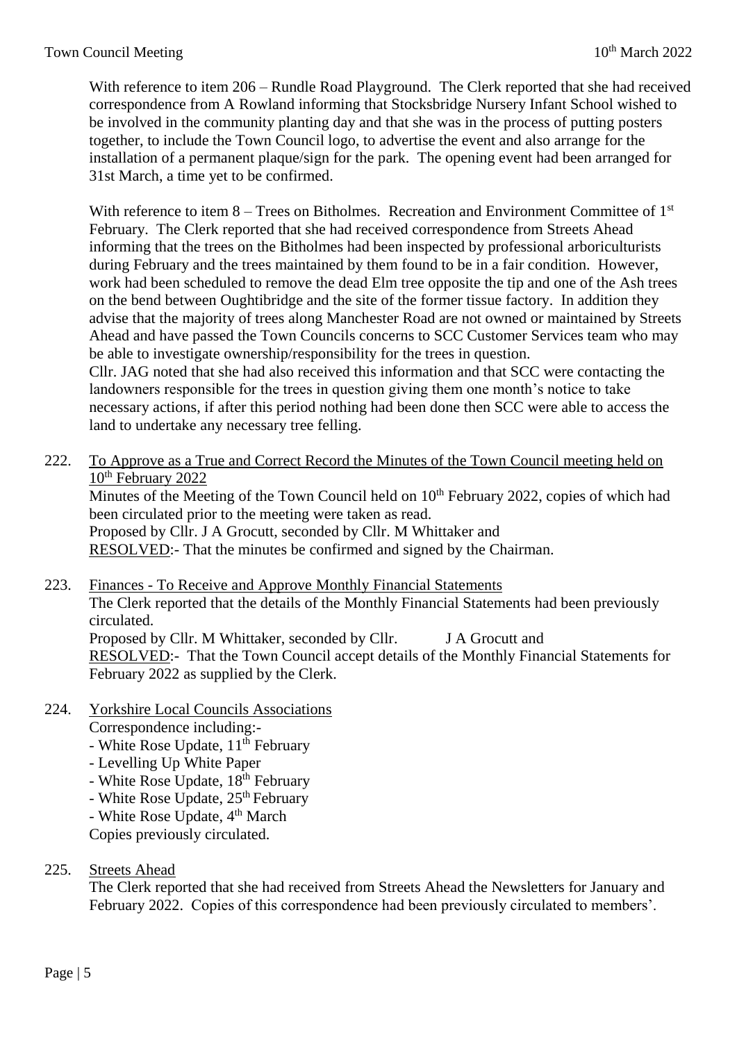With reference to item 206 – Rundle Road Playground. The Clerk reported that she had received correspondence from A Rowland informing that Stocksbridge Nursery Infant School wished to be involved in the community planting day and that she was in the process of putting posters together, to include the Town Council logo, to advertise the event and also arrange for the installation of a permanent plaque/sign for the park. The opening event had been arranged for 31st March, a time yet to be confirmed.

With reference to item 8 – Trees on Bitholmes. Recreation and Environment Committee of 1st February. The Clerk reported that she had received correspondence from Streets Ahead informing that the trees on the Bitholmes had been inspected by professional arboriculturists during February and the trees maintained by them found to be in a fair condition. However, work had been scheduled to remove the dead Elm tree opposite the tip and one of the Ash trees on the bend between Oughtibridge and the site of the former tissue factory. In addition they advise that the majority of trees along Manchester Road are not owned or maintained by Streets Ahead and have passed the Town Councils concerns to SCC Customer Services team who may be able to investigate ownership/responsibility for the trees in question.
Cllr. JAG noted that she had also received this information and that SCC were contacting the landowners responsible for the trees in question giving them one month's notice to take necessary actions, if after this period nothing had been done then SCC were able to access the land to undertake any necessary tree felling.

222. <u>To Approve as a True and Correct Record the Minutes of the Town Council meeting held on 10th February 2022</u>
Minutes of the Meeting of the Town Council held on 10th February 2022, copies of which had been circulated prior to the meeting were taken as read.
Proposed by Cllr. J A Grocutt, seconded by Cllr. M Whittaker and
<u>RESOLVED</u>:- That the minutes be confirmed and signed by the Chairman.

223. <u>Finances - To Receive and Approve Monthly Financial Statements</u>
The Clerk reported that the details of the Monthly Financial Statements had been previously circulated.
Proposed by Cllr. M Whittaker, seconded by Cllr. J A Grocutt and
<u>RESOLVED</u>:- That the Town Council accept details of the Monthly Financial Statements for February 2022 as supplied by the Clerk.

224. <u>Yorkshire Local Councils Associations</u>
Correspondence including:-
- White Rose Update, 11th February
- Levelling Up White Paper
- White Rose Update, 18th February
- White Rose Update, 25th February
- White Rose Update, 4th March

Copies previously circulated.

225. <u>Streets Ahead</u>
The Clerk reported that she had received from Streets Ahead the Newsletters for January and February 2022. Copies of this correspondence had been previously circulated to members'.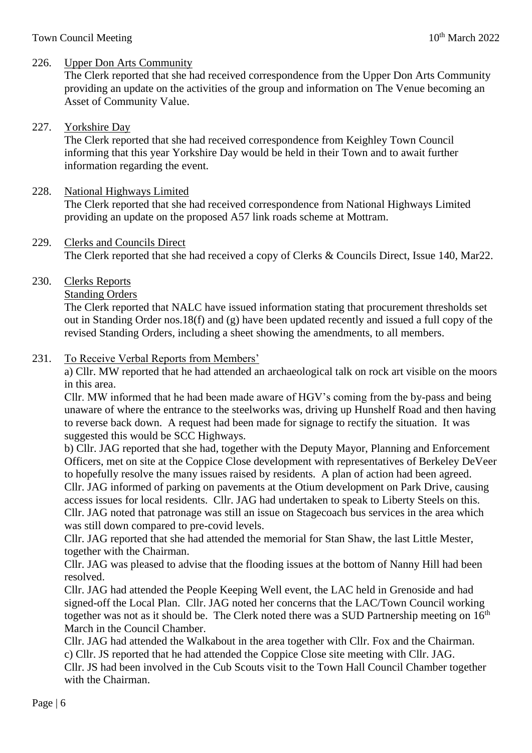226. Upper Don Arts Community

The Clerk reported that she had received correspondence from the Upper Don Arts Community providing an update on the activities of the group and information on The Venue becoming an Asset of Community Value.

227. Yorkshire Day

The Clerk reported that she had received correspondence from Keighley Town Council informing that this year Yorkshire Day would be held in their Town and to await further information regarding the event.

228. National Highways Limited

The Clerk reported that she had received correspondence from National Highways Limited providing an update on the proposed A57 link roads scheme at Mottram.

229. Clerks and Councils Direct

The Clerk reported that she had received a copy of Clerks & Councils Direct, Issue 140, Mar22.

230. Clerks Reports

Standing Orders

The Clerk reported that NALC have issued information stating that procurement thresholds set out in Standing Order nos.18(f) and (g) have been updated recently and issued a full copy of the revised Standing Orders, including a sheet showing the amendments, to all members.

231. To Receive Verbal Reports from Members'

a) Cllr. MW reported that he had attended an archaeological talk on rock art visible on the moors in this area.

Cllr. MW informed that he had been made aware of HGV's coming from the by-pass and being unaware of where the entrance to the steelworks was, driving up Hunshelf Road and then having to reverse back down. A request had been made for signage to rectify the situation. It was suggested this would be SCC Highways.

b) Cllr. JAG reported that she had, together with the Deputy Mayor, Planning and Enforcement Officers, met on site at the Coppice Close development with representatives of Berkeley DeVeer to hopefully resolve the many issues raised by residents. A plan of action had been agreed.

Cllr. JAG informed of parking on pavements at the Otium development on Park Drive, causing access issues for local residents. Cllr. JAG had undertaken to speak to Liberty Steels on this.

Cllr. JAG noted that patronage was still an issue on Stagecoach bus services in the area which was still down compared to pre-covid levels.

Cllr. JAG reported that she had attended the memorial for Stan Shaw, the last Little Mester, together with the Chairman.

Cllr. JAG was pleased to advise that the flooding issues at the bottom of Nanny Hill had been resolved.

Cllr. JAG had attended the People Keeping Well event, the LAC held in Grenoside and had signed-off the Local Plan. Cllr. JAG noted her concerns that the LAC/Town Council working together was not as it should be. The Clerk noted there was a SUD Partnership meeting on 16th March in the Council Chamber.

Cllr. JAG had attended the Walkabout in the area together with Cllr. Fox and the Chairman.

c) Cllr. JS reported that he had attended the Coppice Close site meeting with Cllr. JAG.

Cllr. JS had been involved in the Cub Scouts visit to the Town Hall Council Chamber together with the Chairman.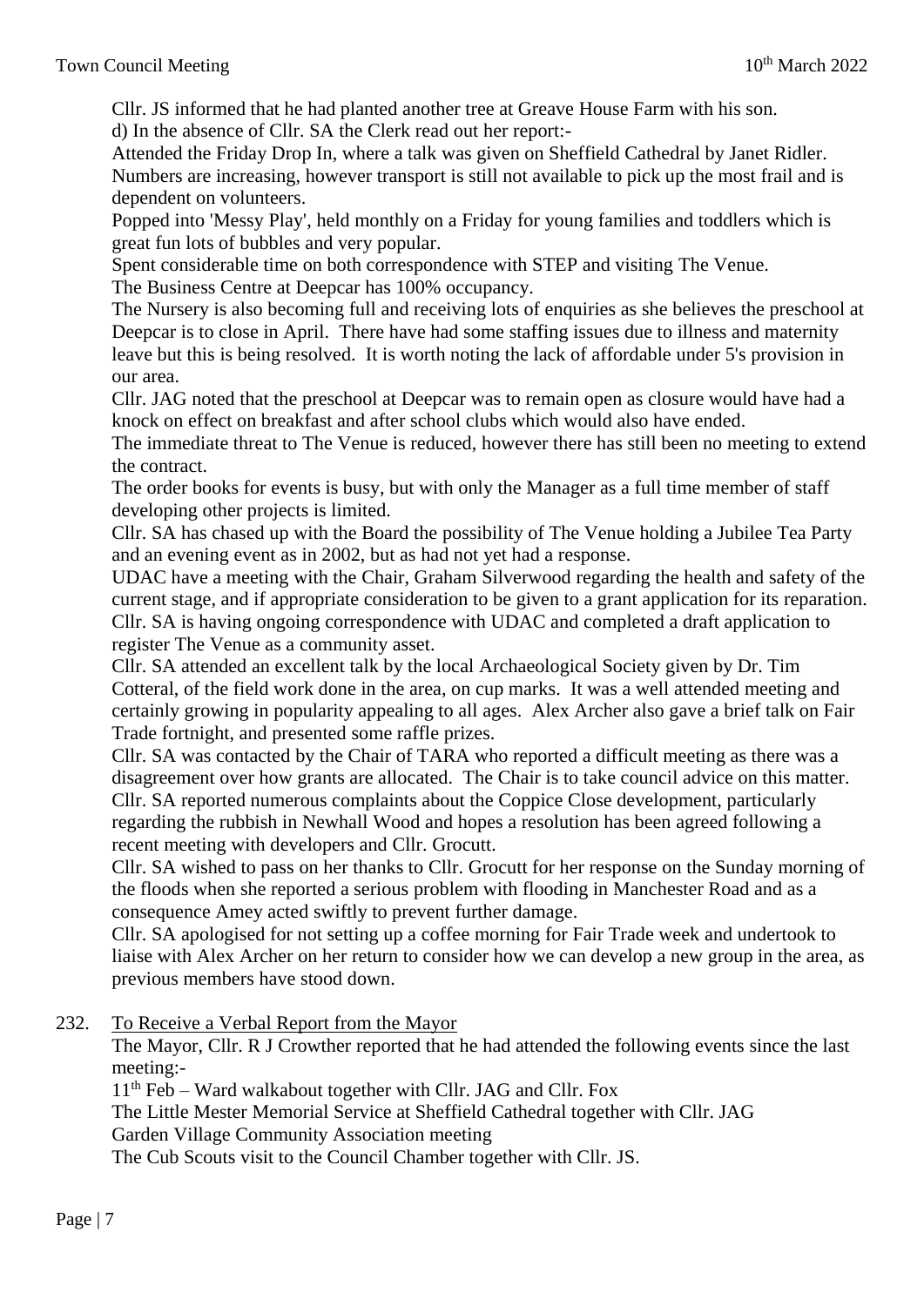Cllr. JS informed that he had planted another tree at Greave House Farm with his son.

d) In the absence of Cllr. SA the Clerk read out her report:-

Attended the Friday Drop In, where a talk was given on Sheffield Cathedral by Janet Ridler. Numbers are increasing, however transport is still not available to pick up the most frail and is dependent on volunteers.

Popped into 'Messy Play', held monthly on a Friday for young families and toddlers which is great fun lots of bubbles and very popular.

Spent considerable time on both correspondence with STEP and visiting The Venue.

The Business Centre at Deepcar has 100% occupancy.

The Nursery is also becoming full and receiving lots of enquiries as she believes the preschool at Deepcar is to close in April. There have had some staffing issues due to illness and maternity leave but this is being resolved. It is worth noting the lack of affordable under 5's provision in our area.

Cllr. JAG noted that the preschool at Deepcar was to remain open as closure would have had a knock on effect on breakfast and after school clubs which would also have ended.

The immediate threat to The Venue is reduced, however there has still been no meeting to extend the contract.

The order books for events is busy, but with only the Manager as a full time member of staff developing other projects is limited.

Cllr. SA has chased up with the Board the possibility of The Venue holding a Jubilee Tea Party and an evening event as in 2002, but as had not yet had a response.

UDAC have a meeting with the Chair, Graham Silverwood regarding the health and safety of the current stage, and if appropriate consideration to be given to a grant application for its reparation.

Cllr. SA is having ongoing correspondence with UDAC and completed a draft application to register The Venue as a community asset.

Cllr. SA attended an excellent talk by the local Archaeological Society given by Dr. Tim Cotteral, of the field work done in the area, on cup marks. It was a well attended meeting and certainly growing in popularity appealing to all ages. Alex Archer also gave a brief talk on Fair Trade fortnight, and presented some raffle prizes.

Cllr. SA was contacted by the Chair of TARA who reported a difficult meeting as there was a disagreement over how grants are allocated. The Chair is to take council advice on this matter.

Cllr. SA reported numerous complaints about the Coppice Close development, particularly regarding the rubbish in Newhall Wood and hopes a resolution has been agreed following a recent meeting with developers and Cllr. Grocutt.

Cllr. SA wished to pass on her thanks to Cllr. Grocutt for her response on the Sunday morning of the floods when she reported a serious problem with flooding in Manchester Road and as a consequence Amey acted swiftly to prevent further damage.

Cllr. SA apologised for not setting up a coffee morning for Fair Trade week and undertook to liaise with Alex Archer on her return to consider how we can develop a new group in the area, as previous members have stood down.

232. To Receive a Verbal Report from the Mayor

The Mayor, Cllr. R J Crowther reported that he had attended the following events since the last meeting:-

11th Feb – Ward walkabout together with Cllr. JAG and Cllr. Fox

The Little Mester Memorial Service at Sheffield Cathedral together with Cllr. JAG

Garden Village Community Association meeting

The Cub Scouts visit to the Council Chamber together with Cllr. JS.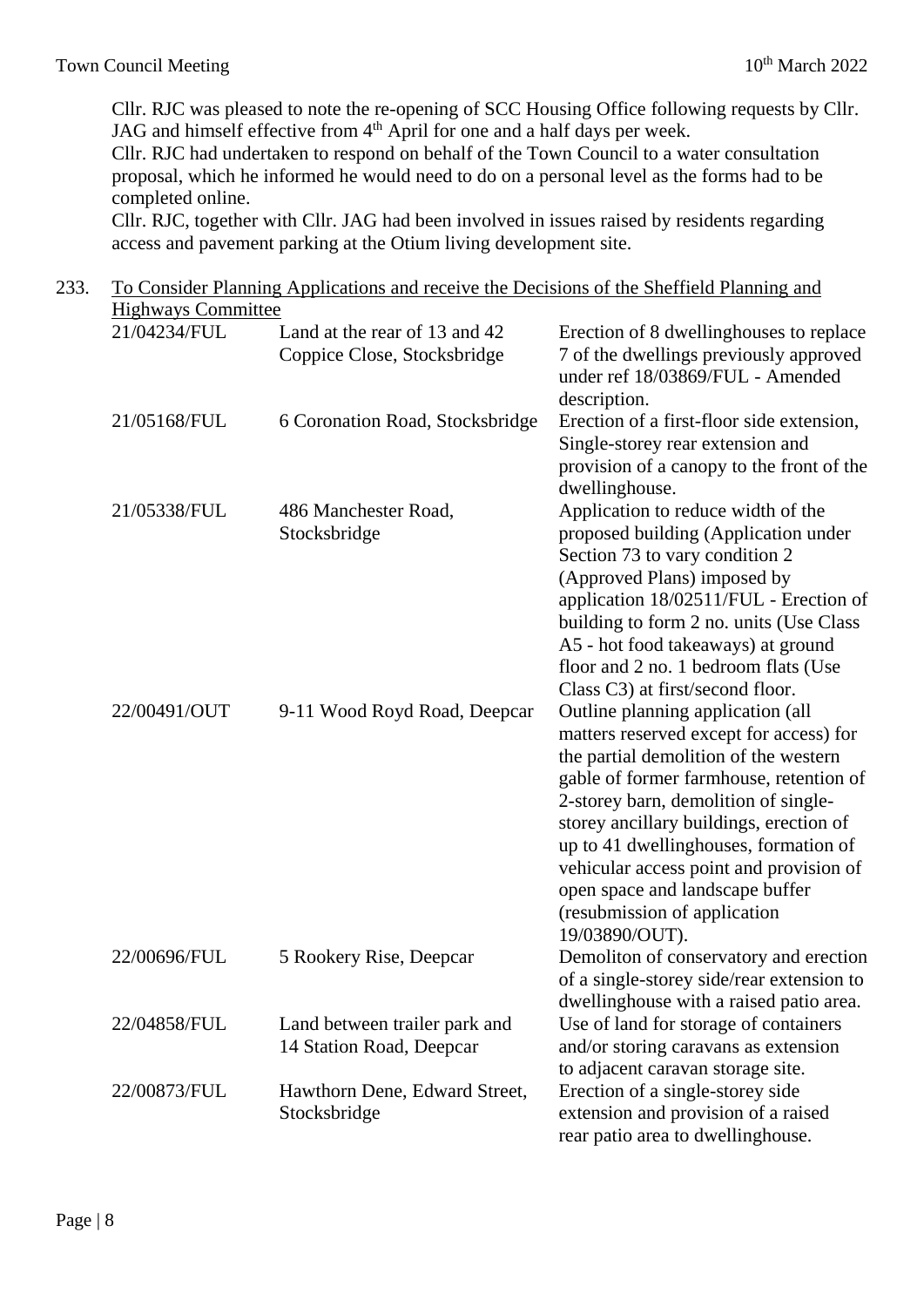Cllr. RJC was pleased to note the re-opening of SCC Housing Office following requests by Cllr. JAG and himself effective from 4th April for one and a half days per week.
Cllr. RJC had undertaken to respond on behalf of the Town Council to a water consultation proposal, which he informed he would need to do on a personal level as the forms had to be completed online.
Cllr. RJC, together with Cllr. JAG had been involved in issues raised by residents regarding access and pavement parking at the Otium living development site.

233. To Consider Planning Applications and receive the Decisions of the Sheffield Planning and Highways Committee

| | | |
|---|---|---|
| 21/04234/FUL | Land at the rear of 13 and 42 Coppice Close, Stocksbridge | Erection of 8 dwellinghouses to replace 7 of the dwellings previously approved under ref 18/03869/FUL - Amended description. |
| 21/05168/FUL | 6 Coronation Road, Stocksbridge | Erection of a first-floor side extension, Single-storey rear extension and provision of a canopy to the front of the dwellinghouse. |
| 21/05338/FUL | 486 Manchester Road, Stocksbridge | Application to reduce width of the proposed building (Application under Section 73 to vary condition 2 (Approved Plans) imposed by application 18/02511/FUL - Erection of building to form 2 no. units (Use Class A5 - hot food takeaways) at ground floor and 2 no. 1 bedroom flats (Use Class C3) at first/second floor. |
| 22/00491/OUT | 9-11 Wood Royd Road, Deepcar | Outline planning application (all matters reserved except for access) for the partial demolition of the western gable of former farmhouse, retention of 2-storey barn, demolition of single-storey ancillary buildings, erection of up to 41 dwellinghouses, formation of vehicular access point and provision of open space and landscape buffer (resubmission of application 19/03890/OUT). |
| 22/00696/FUL | 5 Rookery Rise, Deepcar | Demoliton of conservatory and erection of a single-storey side/rear extension to dwellinghouse with a raised patio area. |
| 22/04858/FUL | Land between trailer park and 14 Station Road, Deepcar | Use of land for storage of containers and/or storing caravans as extension to adjacent caravan storage site. |
| 22/00873/FUL | Hawthorn Dene, Edward Street, Stocksbridge | Erection of a single-storey side extension and provision of a raised rear patio area to dwellinghouse. |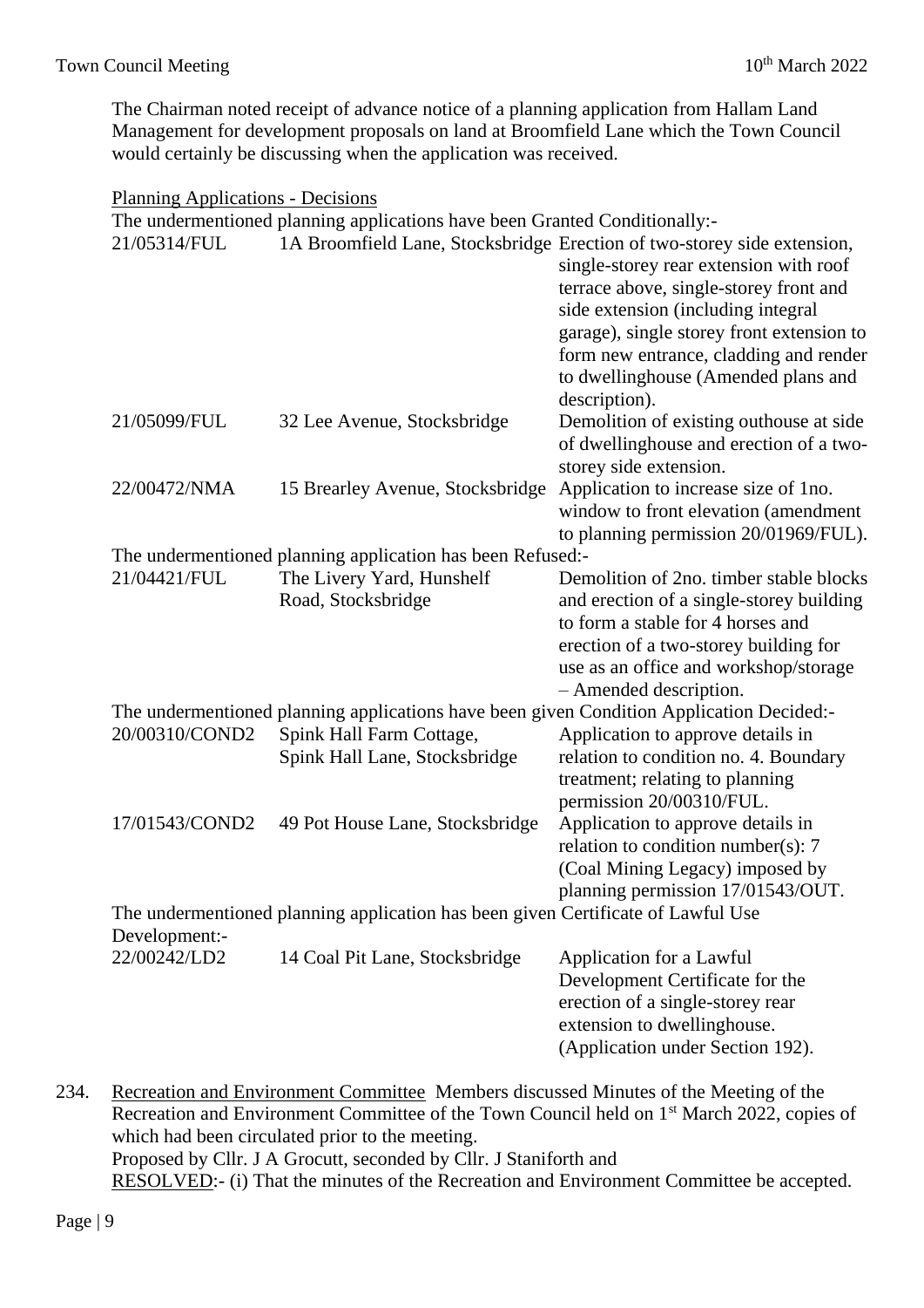The Chairman noted receipt of advance notice of a planning application from Hallam Land Management for development proposals on land at Broomfield Lane which the Town Council would certainly be discussing when the application was received.

Planning Applications - Decisions

The undermentioned planning applications have been Granted Conditionally:-

| | | |
|---|---|---|
| 21/05314/FUL | 1A Broomfield Lane, Stocksbridge | Erection of two-storey side extension, single-storey rear extension with roof terrace above, single-storey front and side extension (including integral garage), single storey front extension to form new entrance, cladding and render to dwellinghouse (Amended plans and description). |
| 21/05099/FUL | 32 Lee Avenue, Stocksbridge | Demolition of existing outhouse at side of dwellinghouse and erection of a two-storey side extension. |
| 22/00472/NMA | 15 Brearley Avenue, Stocksbridge | Application to increase size of 1no. window to front elevation (amendment to planning permission 20/01969/FUL). |

The undermentioned planning application has been Refused:-

| | | |
|---|---|---|
| 21/04421/FUL | The Livery Yard, Hunshelf Road, Stocksbridge | Demolition of 2no. timber stable blocks and erection of a single-storey building to form a stable for 4 horses and erection of a two-storey building for use as an office and workshop/storage – Amended description. |

The undermentioned planning applications have been given Condition Application Decided:-

| | | |
|---|---|---|
| 20/00310/COND2 | Spink Hall Farm Cottage, Spink Hall Lane, Stocksbridge | Application to approve details in relation to condition no. 4. Boundary treatment; relating to planning permission 20/00310/FUL. |
| 17/01543/COND2 | 49 Pot House Lane, Stocksbridge | Application to approve details in relation to condition number(s): 7 (Coal Mining Legacy) imposed by planning permission 17/01543/OUT. |

The undermentioned planning application has been given Certificate of Lawful Use Development:-

| | | |
|---|---|---|
| 22/00242/LD2 | 14 Coal Pit Lane, Stocksbridge | Application for a Lawful Development Certificate for the erection of a single-storey rear extension to dwellinghouse. (Application under Section 192). |

234. Recreation and Environment Committee Members discussed Minutes of the Meeting of the Recreation and Environment Committee of the Town Council held on 1st March 2022, copies of which had been circulated prior to the meeting.
Proposed by Cllr. J A Grocutt, seconded by Cllr. J Staniforth and
RESOLVED:- (i) That the minutes of the Recreation and Environment Committee be accepted.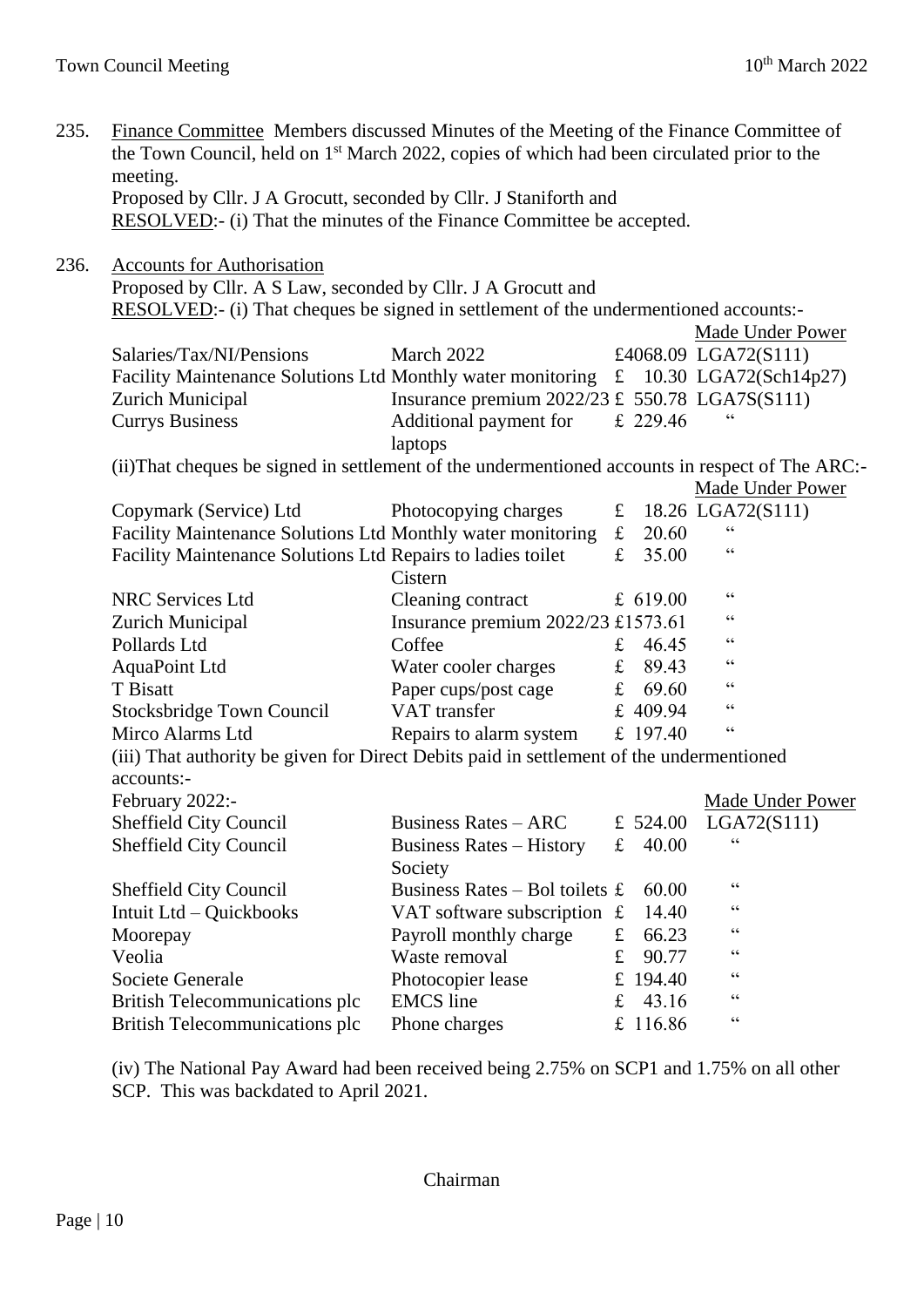235. Finance Committee Members discussed Minutes of the Meeting of the Finance Committee of the Town Council, held on 1st March 2022, copies of which had been circulated prior to the meeting.
Proposed by Cllr. J A Grocutt, seconded by Cllr. J Staniforth and
RESOLVED:- (i) That the minutes of the Finance Committee be accepted.

236. Accounts for Authorisation
Proposed by Cllr. A S Law, seconded by Cllr. J A Grocutt and
RESOLVED:- (i) That cheques be signed in settlement of the undermentioned accounts:-

| | | | Made Under Power |
|---|---|---|---|
| Salaries/Tax/NI/Pensions | March 2022 | £4068.09 | LGA72(S111) |
| Facility Maintenance Solutions Ltd | Monthly water monitoring | £ 10.30 | LGA72(Sch14p27) |
| Zurich Municipal | Insurance premium 2022/23 | £ 550.78 | LGA7S(S111) |
| Currys Business | Additional payment for laptops | £ 229.46 | " |

(ii)That cheques be signed in settlement of the undermentioned accounts in respect of The ARC:-

| | | | Made Under Power |
|---|---|---|---|
| Copymark (Service) Ltd | Photocopying charges | £ 18.26 | LGA72(S111) |
| Facility Maintenance Solutions Ltd | Monthly water monitoring | £ 20.60 | " |
| Facility Maintenance Solutions Ltd | Repairs to ladies toilet Cistern | £ 35.00 | " |
| NRC Services Ltd | Cleaning contract | £ 619.00 | " |
| Zurich Municipal | Insurance premium 2022/23 | £1573.61 | " |
| Pollards Ltd | Coffee | £ 46.45 | " |
| AquaPoint Ltd | Water cooler charges | £ 89.43 | " |
| T Bisatt | Paper cups/post cage | £ 69.60 | " |
| Stocksbridge Town Council | VAT transfer | £ 409.94 | " |
| Mirco Alarms Ltd | Repairs to alarm system | £ 197.40 | " |

(iii) That authority be given for Direct Debits paid in settlement of the undermentioned accounts:-

| February 2022:- | | | Made Under Power |
|---|---|---|---|
| Sheffield City Council | Business Rates – ARC | £ 524.00 | LGA72(S111) |
| Sheffield City Council | Business Rates – History Society | £ 40.00 | " |
| Sheffield City Council | Business Rates – Bol toilets | £ 60.00 | " |
| Intuit Ltd – Quickbooks | VAT software subscription | £ 14.40 | " |
| Moorepay | Payroll monthly charge | £ 66.23 | " |
| Veolia | Waste removal | £ 90.77 | " |
| Societe Generale | Photocopier lease | £ 194.40 | " |
| British Telecommunications plc | EMCS line | £ 43.16 | " |
| British Telecommunications plc | Phone charges | £ 116.86 | " |

(iv) The National Pay Award had been received being 2.75% on SCP1 and 1.75% on all other SCP. This was backdated to April 2021.

Chairman